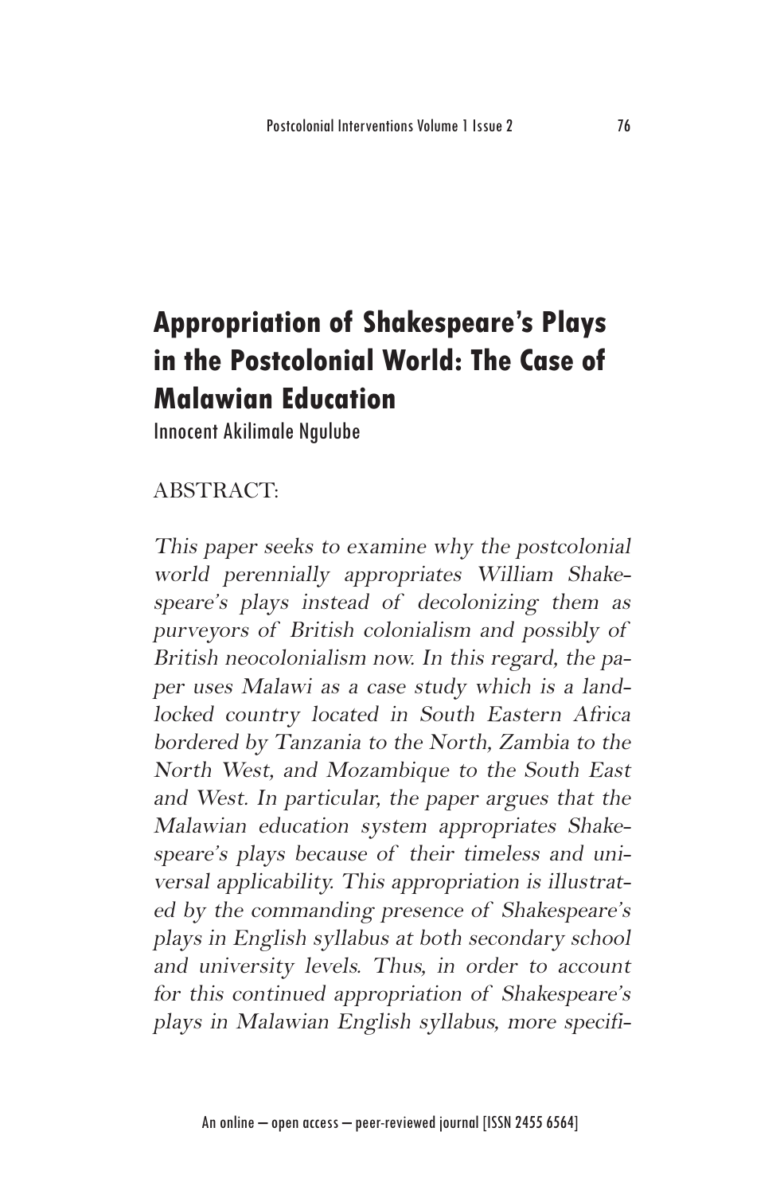# Appropriation of Shakespeare's Plays in the Postcolonial World: The Case of Malawian Education

Innocent Akilimale Ngulube

ABSTRACT:

*This paper seeks to examine why the postcolonial world perennially appropriates William Shakespeare's plays instead of decolonizing them as purveyors of British colonialism and possibly of British neocolonialism now. In this regard, the paper uses Malawi as a case study which is a landlocked country located in South Eastern Africa bordered by Tanzania to the North, Zambia to the North West, and Mozambique to the South East and West. In particular, the paper argues that the Malawian education system appropriates Shakespeare's plays because of their timeless and universal applicability. This appropriation is illustrated by the commanding presence of Shakespeare's plays in English syllabus at both secondary school and university levels. Thus, in order to account for this continued appropriation of Shakespeare's plays in Malawian English syllabus, more specifi-*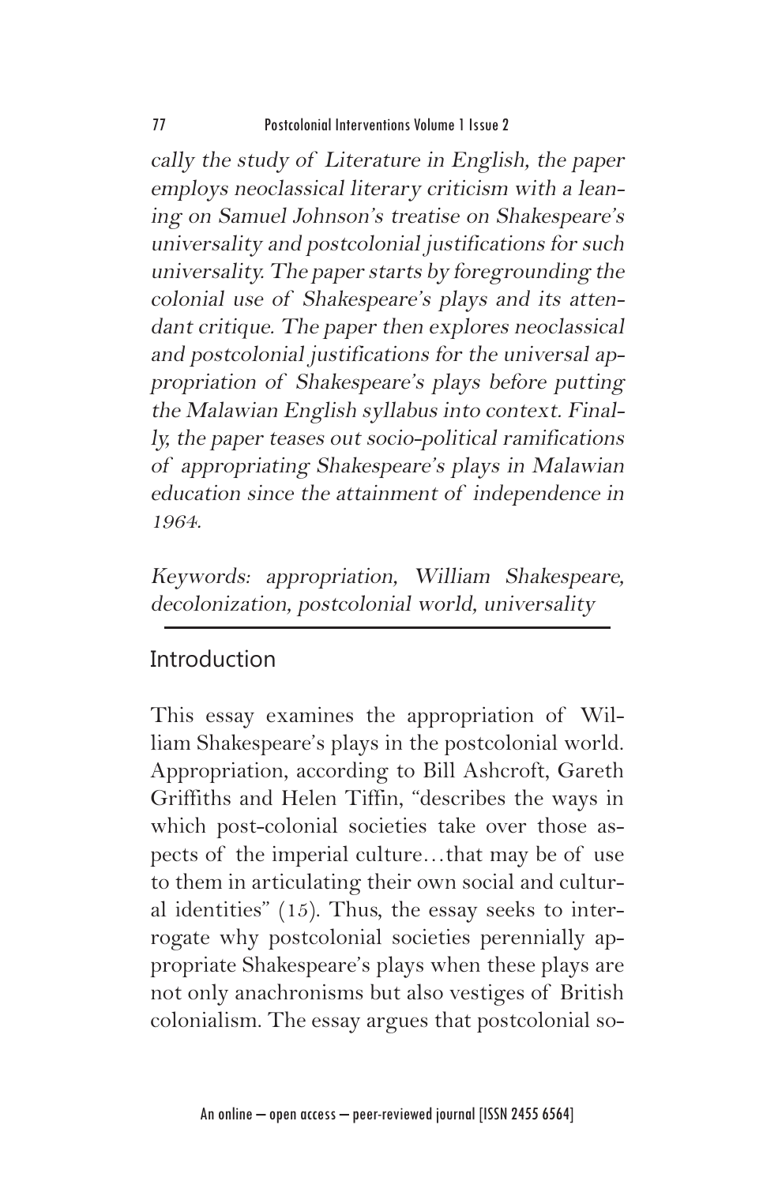*cally the study of Literature in English, the paper employs neoclassical literary criticism with a leaning on Samuel Johnson's treatise on Shakespeare's universality and postcolonial justifications for such universality. The paper starts by foregrounding the colonial use of Shakespeare's plays and its attendant critique. The paper then explores neoclassical and postcolonial justifications for the universal appropriation of Shakespeare's plays before putting the Malawian English syllabus into context. Finally, the paper teases out socio-political ramifications of appropriating Shakespeare's plays in Malawian education since the attainment of independence in 1964.*

*Keywords: appropriation, William Shakespeare, decolonization, postcolonial world, universality*

## Introduction

This essay examines the appropriation of William Shakespeare's plays in the postcolonial world. Appropriation, according to Bill Ashcroft, Gareth Griffiths and Helen Tiffin, "describes the ways in which post-colonial societies take over those aspects of the imperial culture…that may be of use to them in articulating their own social and cultural identities" (15). Thus, the essay seeks to interrogate why postcolonial societies perennially appropriate Shakespeare's plays when these plays are not only anachronisms but also vestiges of British colonialism. The essay argues that postcolonial so-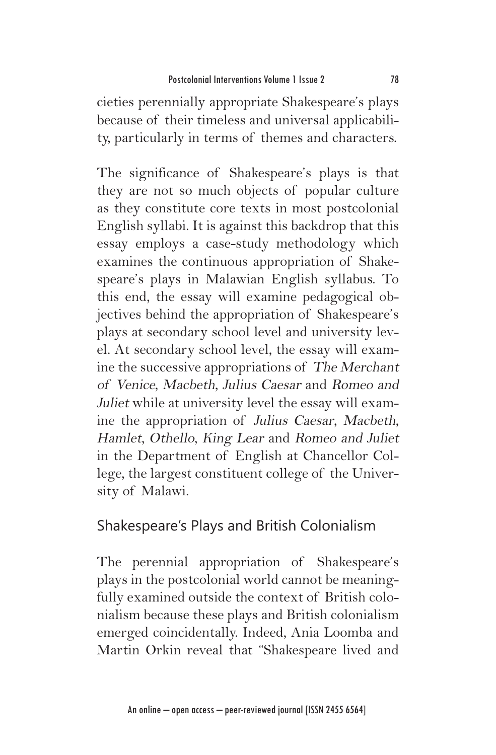cieties perennially appropriate Shakespeare's plays because of their timeless and universal applicability, particularly in terms of themes and characters.

The significance of Shakespeare's plays is that they are not so much objects of popular culture as they constitute core texts in most postcolonial English syllabi. It is against this backdrop that this essay employs a case-study methodology which examines the continuous appropriation of Shakespeare's plays in Malawian English syllabus. To this end, the essay will examine pedagogical objectives behind the appropriation of Shakespeare's plays at secondary school level and university level. At secondary school level, the essay will examine the successive appropriations of *The Merchant of Venice*, *Macbeth*, *Julius Caesar* and *Romeo and Juliet* while at university level the essay will examine the appropriation of *Julius Caesar*, *Macbeth*, *Hamlet*, *Othello*, *King Lear* and *Romeo and Juliet* in the Department of English at Chancellor College, the largest constituent college of the University of Malawi.

## Shakespeare's Plays and British Colonialism

The perennial appropriation of Shakespeare's plays in the postcolonial world cannot be meaningfully examined outside the context of British colonialism because these plays and British colonialism emerged coincidentally. Indeed, Ania Loomba and Martin Orkin reveal that "Shakespeare lived and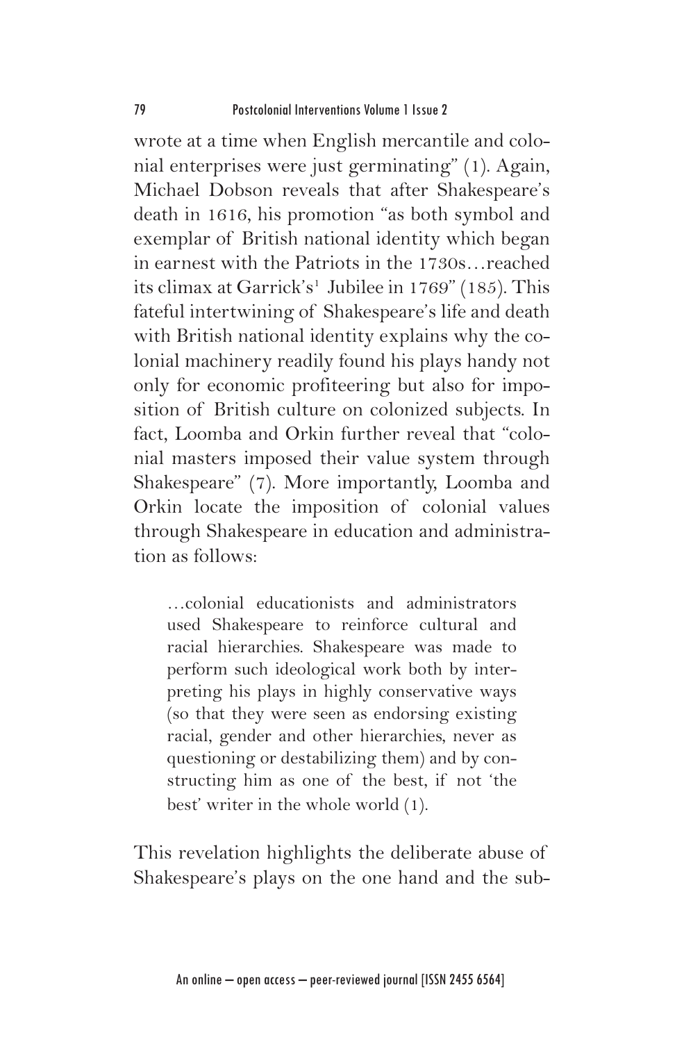wrote at a time when English mercantile and colonial enterprises were just germinating" (1). Again, Michael Dobson reveals that after Shakespeare's death in 1616, his promotion "as both symbol and exemplar of British national identity which began in earnest with the Patriots in the 1730s…reached its climax at Garrick's[1] Jubilee in 1769" (185). This fateful intertwining of Shakespeare's life and death with British national identity explains why the colonial machinery readily found his plays handy not only for economic profiteering but also for imposition of British culture on colonized subjects. In fact, Loomba and Orkin further reveal that "colonial masters imposed their value system through Shakespeare" (7). More importantly, Loomba and Orkin locate the imposition of colonial values through Shakespeare in education and administration as follows:

> …colonial educationists and administrators used Shakespeare to reinforce cultural and racial hierarchies. Shakespeare was made to perform such ideological work both by interpreting his plays in highly conservative ways (so that they were seen as endorsing existing racial, gender and other hierarchies, never as questioning or destabilizing them) and by constructing him as one of the best, if not 'the best' writer in the whole world (1).

This revelation highlights the deliberate abuse of Shakespeare's plays on the one hand and the sub-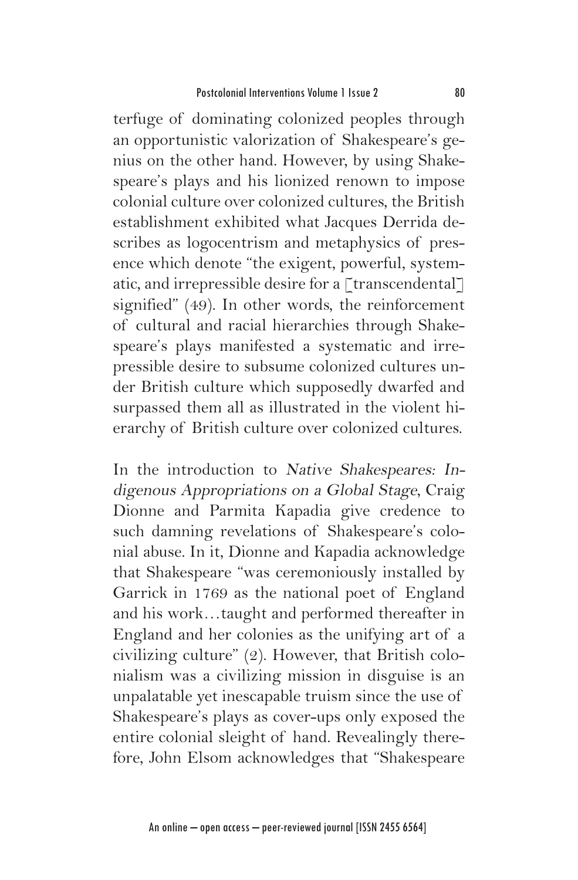terfuge of dominating colonized peoples through an opportunistic valorization of Shakespeare's genius on the other hand. However, by using Shakespeare's plays and his lionized renown to impose colonial culture over colonized cultures, the British establishment exhibited what Jacques Derrida describes as logocentrism and metaphysics of presence which denote "the exigent, powerful, systematic, and irrepressible desire for a [transcendental] signified" (49). In other words, the reinforcement of cultural and racial hierarchies through Shakespeare's plays manifested a systematic and irrepressible desire to subsume colonized cultures under British culture which supposedly dwarfed and surpassed them all as illustrated in the violent hierarchy of British culture over colonized cultures.

In the introduction to *Native Shakespeares: Indigenous Appropriations on a Global Stage*, Craig Dionne and Parmita Kapadia give credence to such damning revelations of Shakespeare's colonial abuse. In it, Dionne and Kapadia acknowledge that Shakespeare "was ceremoniously installed by Garrick in 1769 as the national poet of England and his work…taught and performed thereafter in England and her colonies as the unifying art of a civilizing culture" (2). However, that British colonialism was a civilizing mission in disguise is an unpalatable yet inescapable truism since the use of Shakespeare's plays as cover-ups only exposed the entire colonial sleight of hand. Revealingly therefore, John Elsom acknowledges that "Shakespeare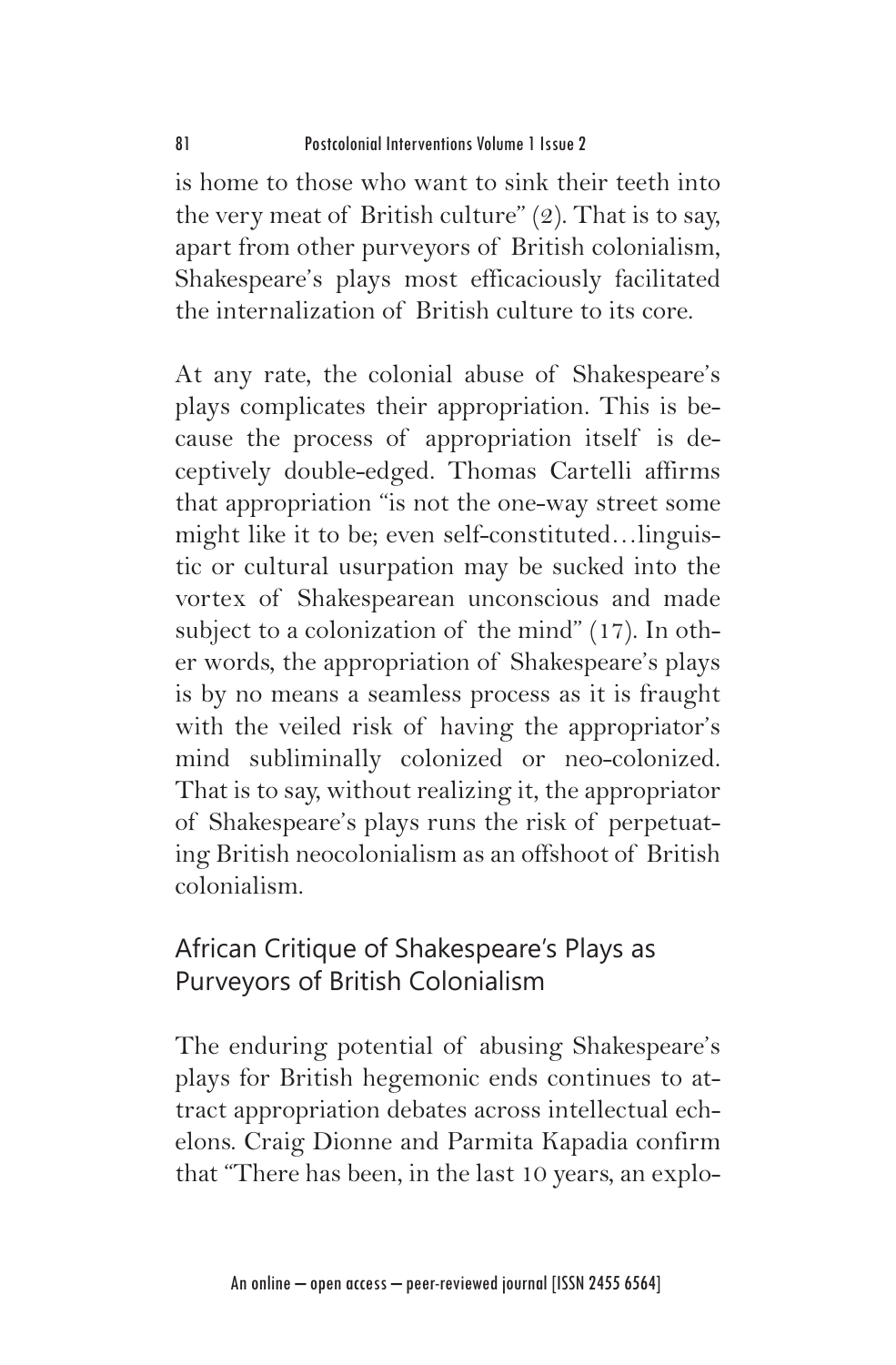is home to those who want to sink their teeth into the very meat of British culture" (2). That is to say, apart from other purveyors of British colonialism, Shakespeare's plays most efficaciously facilitated the internalization of British culture to its core.

At any rate, the colonial abuse of Shakespeare's plays complicates their appropriation. This is because the process of appropriation itself is deceptively double-edged. Thomas Cartelli affirms that appropriation "is not the one-way street some might like it to be; even self-constituted…linguistic or cultural usurpation may be sucked into the vortex of Shakespearean unconscious and made subject to a colonization of the mind" (17). In other words, the appropriation of Shakespeare's plays is by no means a seamless process as it is fraught with the veiled risk of having the appropriator's mind subliminally colonized or neo-colonized. That is to say, without realizing it, the appropriator of Shakespeare's plays runs the risk of perpetuating British neocolonialism as an offshoot of British colonialism.

## African Critique of Shakespeare's Plays as Purveyors of British Colonialism

The enduring potential of abusing Shakespeare's plays for British hegemonic ends continues to attract appropriation debates across intellectual echelons. Craig Dionne and Parmita Kapadia confirm that "There has been, in the last 10 years, an explo-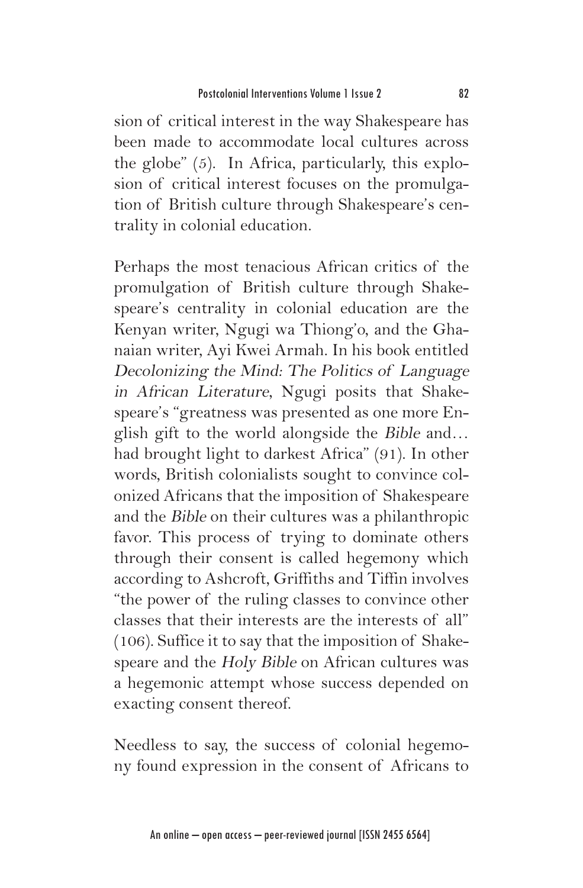sion of critical interest in the way Shakespeare has been made to accommodate local cultures across the globe" (5). In Africa, particularly, this explosion of critical interest focuses on the promulgation of British culture through Shakespeare's centrality in colonial education.

Perhaps the most tenacious African critics of the promulgation of British culture through Shakespeare's centrality in colonial education are the Kenyan writer, Ngugi wa Thiong'o, and the Ghanaian writer, Ayi Kwei Armah. In his book entitled *Decolonizing the Mind: The Politics of Language in African Literature*, Ngugi posits that Shakespeare's "greatness was presented as one more English gift to the world alongside the *Bible* and… had brought light to darkest Africa" (91). In other words, British colonialists sought to convince colonized Africans that the imposition of Shakespeare and the *Bible* on their cultures was a philanthropic favor. This process of trying to dominate others through their consent is called hegemony which according to Ashcroft, Griffiths and Tiffin involves "the power of the ruling classes to convince other classes that their interests are the interests of all" (106). Suffice it to say that the imposition of Shakespeare and the *Holy Bible* on African cultures was a hegemonic attempt whose success depended on exacting consent thereof.

Needless to say, the success of colonial hegemony found expression in the consent of Africans to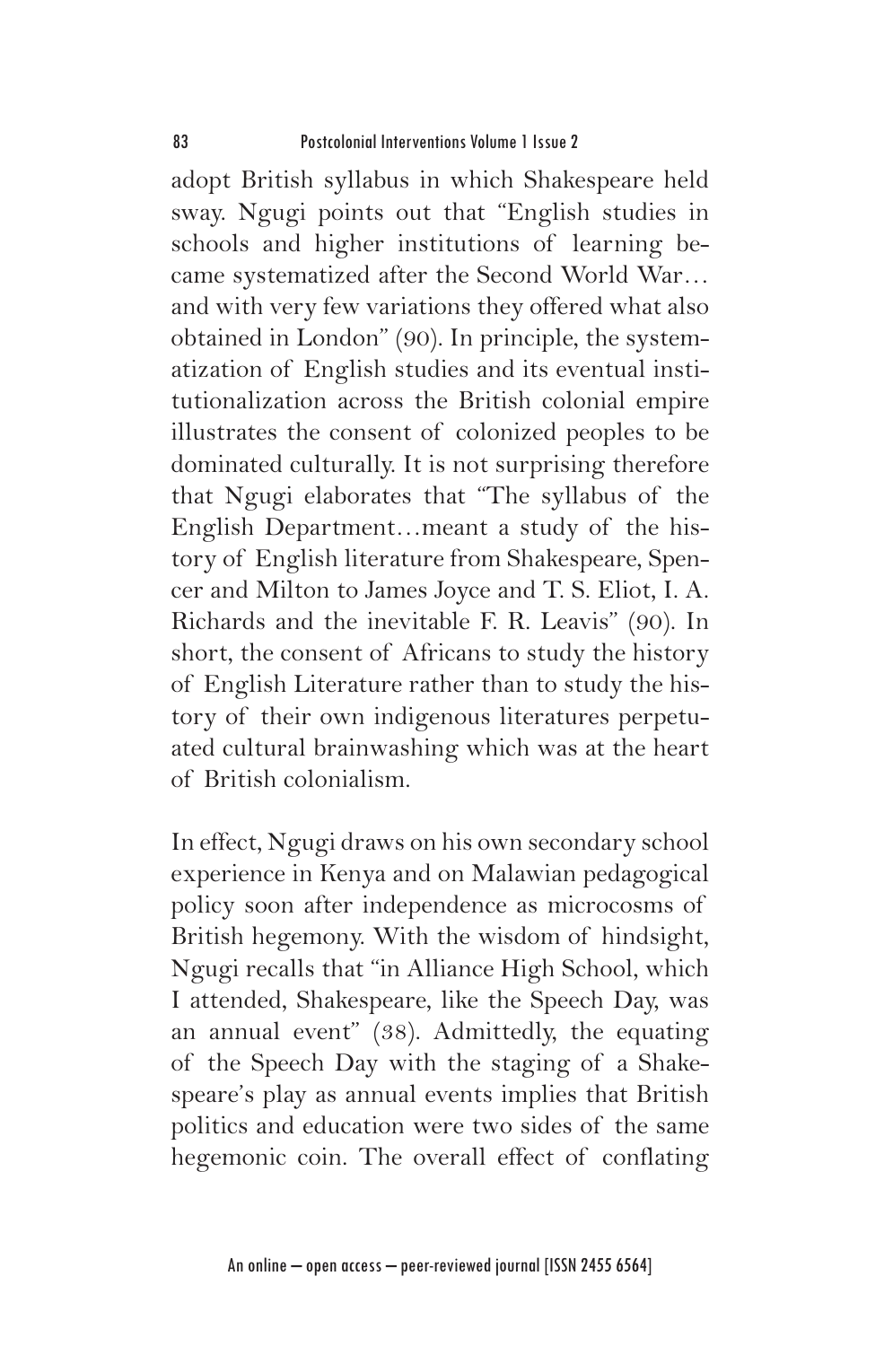adopt British syllabus in which Shakespeare held sway. Ngugi points out that "English studies in schools and higher institutions of learning became systematized after the Second World War… and with very few variations they offered what also obtained in London" (90). In principle, the systematization of English studies and its eventual institutionalization across the British colonial empire illustrates the consent of colonized peoples to be dominated culturally. It is not surprising therefore that Ngugi elaborates that "The syllabus of the English Department…meant a study of the history of English literature from Shakespeare, Spencer and Milton to James Joyce and T. S. Eliot, I. A. Richards and the inevitable F. R. Leavis" (90). In short, the consent of Africans to study the history of English Literature rather than to study the history of their own indigenous literatures perpetuated cultural brainwashing which was at the heart of British colonialism.

In effect, Ngugi draws on his own secondary school experience in Kenya and on Malawian pedagogical policy soon after independence as microcosms of British hegemony. With the wisdom of hindsight, Ngugi recalls that "in Alliance High School, which I attended, Shakespeare, like the Speech Day, was an annual event" (38). Admittedly, the equating of the Speech Day with the staging of a Shakespeare's play as annual events implies that British politics and education were two sides of the same hegemonic coin. The overall effect of conflating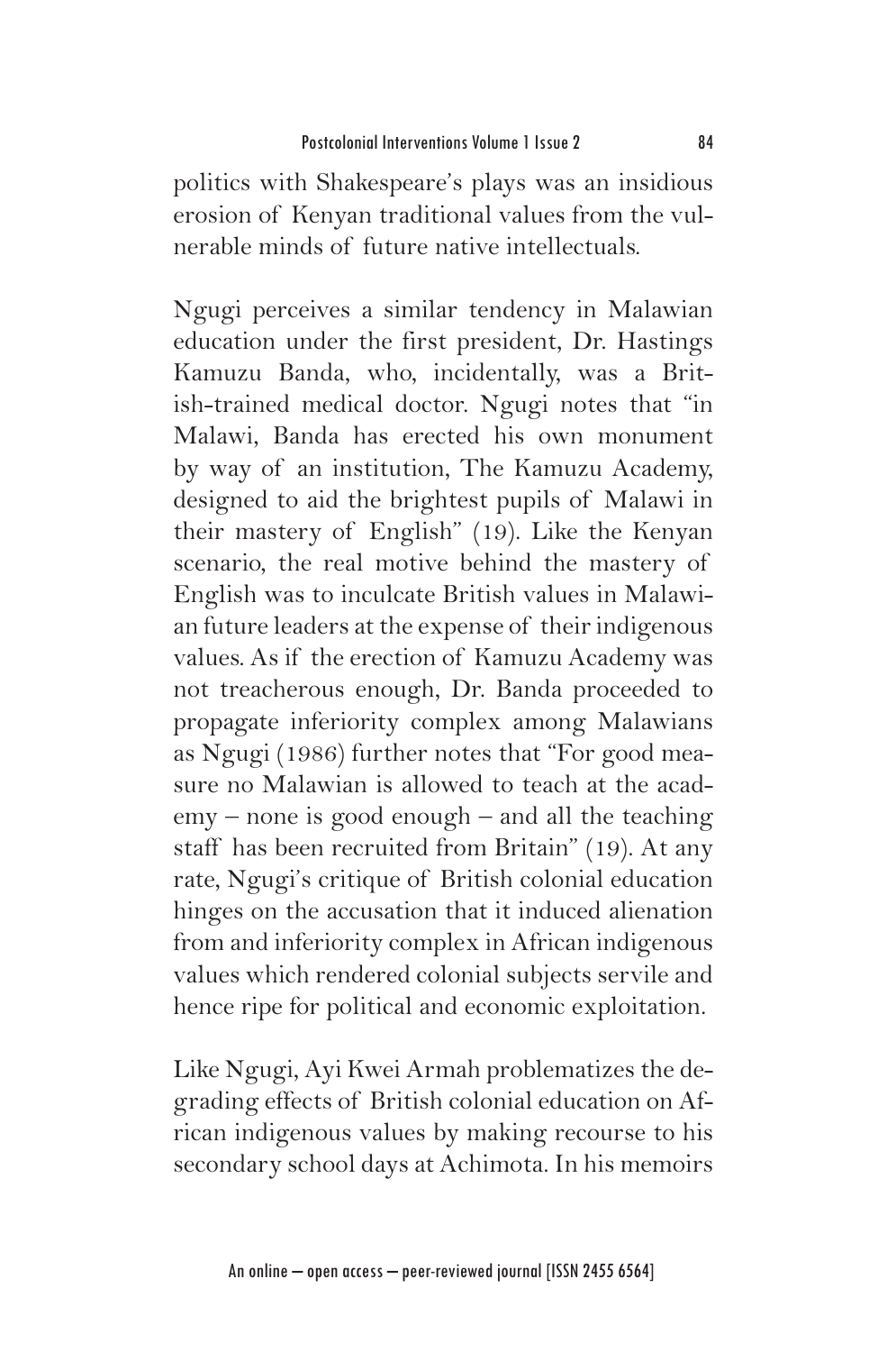politics with Shakespeare's plays was an insidious erosion of Kenyan traditional values from the vulnerable minds of future native intellectuals.

Ngugi perceives a similar tendency in Malawian education under the first president, Dr. Hastings Kamuzu Banda, who, incidentally, was a British-trained medical doctor. Ngugi notes that "in Malawi, Banda has erected his own monument by way of an institution, The Kamuzu Academy, designed to aid the brightest pupils of Malawi in their mastery of English" (19). Like the Kenyan scenario, the real motive behind the mastery of English was to inculcate British values in Malawian future leaders at the expense of their indigenous values. As if the erection of Kamuzu Academy was not treacherous enough, Dr. Banda proceeded to propagate inferiority complex among Malawians as Ngugi (1986) further notes that "For good measure no Malawian is allowed to teach at the academy – none is good enough – and all the teaching staff has been recruited from Britain" (19). At any rate, Ngugi's critique of British colonial education hinges on the accusation that it induced alienation from and inferiority complex in African indigenous values which rendered colonial subjects servile and hence ripe for political and economic exploitation.

Like Ngugi, Ayi Kwei Armah problematizes the degrading effects of British colonial education on African indigenous values by making recourse to his secondary school days at Achimota. In his memoirs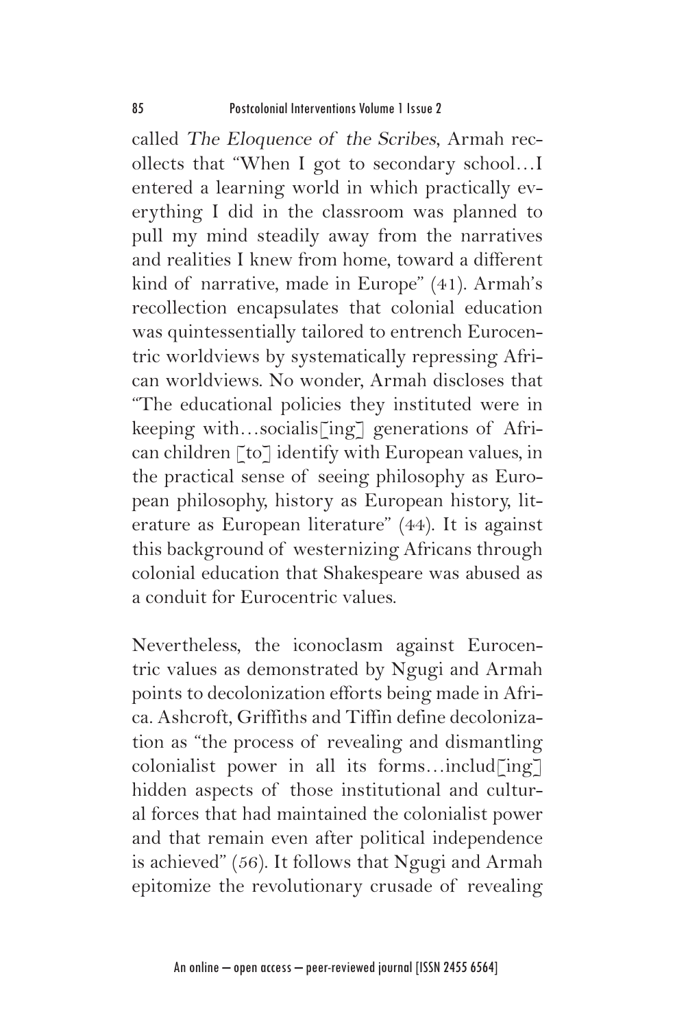called *The Eloquence of the Scribes*, Armah recollects that "When I got to secondary school…I entered a learning world in which practically everything I did in the classroom was planned to pull my mind steadily away from the narratives and realities I knew from home, toward a different kind of narrative, made in Europe" (41). Armah's recollection encapsulates that colonial education was quintessentially tailored to entrench Eurocentric worldviews by systematically repressing African worldviews. No wonder, Armah discloses that "The educational policies they instituted were in keeping with…socialis[ing] generations of African children [to] identify with European values, in the practical sense of seeing philosophy as European philosophy, history as European history, literature as European literature" (44). It is against this background of westernizing Africans through colonial education that Shakespeare was abused as a conduit for Eurocentric values.

Nevertheless, the iconoclasm against Eurocentric values as demonstrated by Ngugi and Armah points to decolonization efforts being made in Africa. Ashcroft, Griffiths and Tiffin define decolonization as "the process of revealing and dismantling colonialist power in all its forms…includ[ing] hidden aspects of those institutional and cultural forces that had maintained the colonialist power and that remain even after political independence is achieved" (56). It follows that Ngugi and Armah epitomize the revolutionary crusade of revealing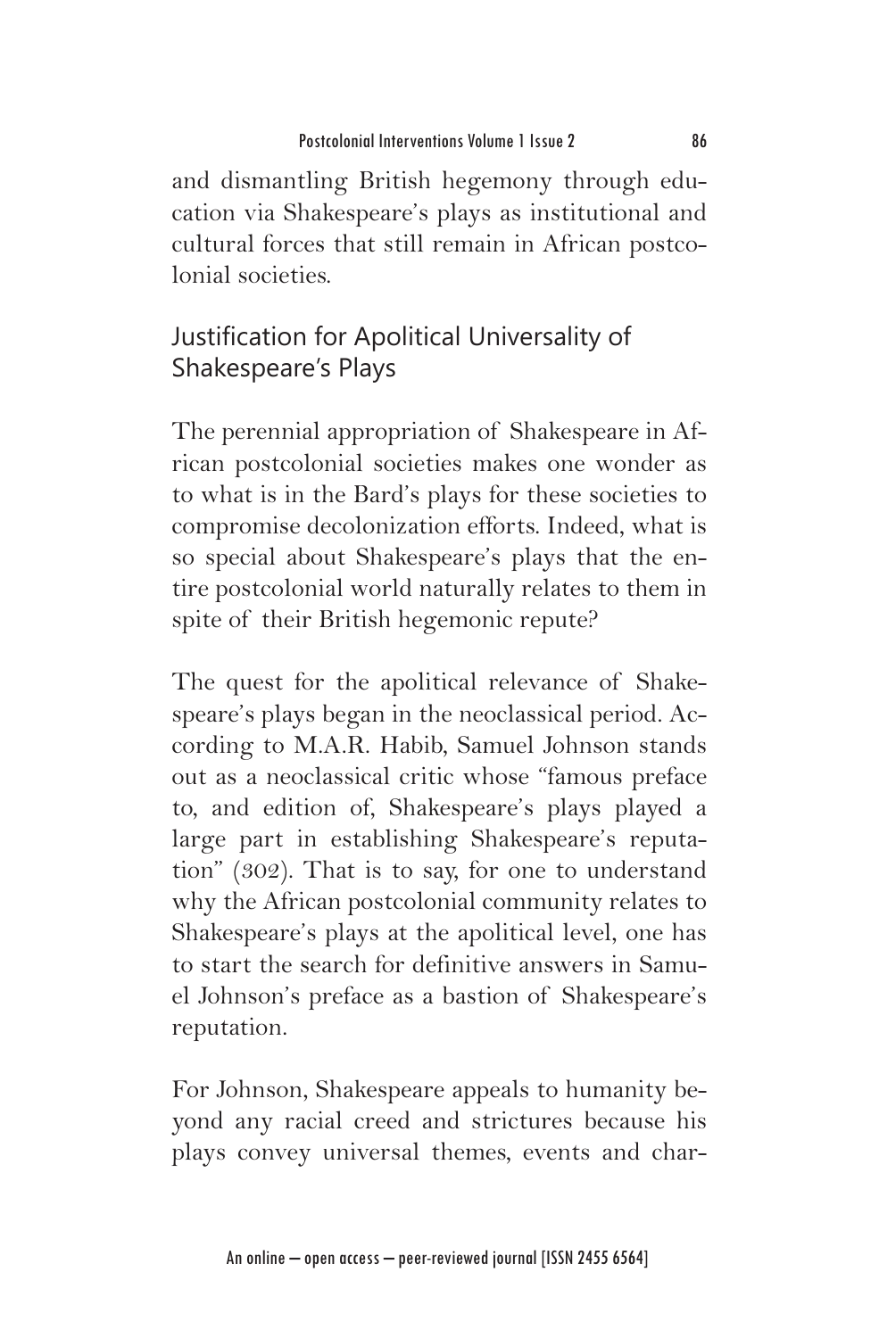and dismantling British hegemony through education via Shakespeare's plays as institutional and cultural forces that still remain in African postcolonial societies.

## Justification for Apolitical Universality of Shakespeare's Plays

The perennial appropriation of Shakespeare in African postcolonial societies makes one wonder as to what is in the Bard's plays for these societies to compromise decolonization efforts. Indeed, what is so special about Shakespeare's plays that the entire postcolonial world naturally relates to them in spite of their British hegemonic repute?

The quest for the apolitical relevance of Shakespeare's plays began in the neoclassical period. According to M.A.R. Habib, Samuel Johnson stands out as a neoclassical critic whose "famous preface to, and edition of, Shakespeare's plays played a large part in establishing Shakespeare's reputation" (302). That is to say, for one to understand why the African postcolonial community relates to Shakespeare's plays at the apolitical level, one has to start the search for definitive answers in Samuel Johnson's preface as a bastion of Shakespeare's reputation.

For Johnson, Shakespeare appeals to humanity beyond any racial creed and strictures because his plays convey universal themes, events and char-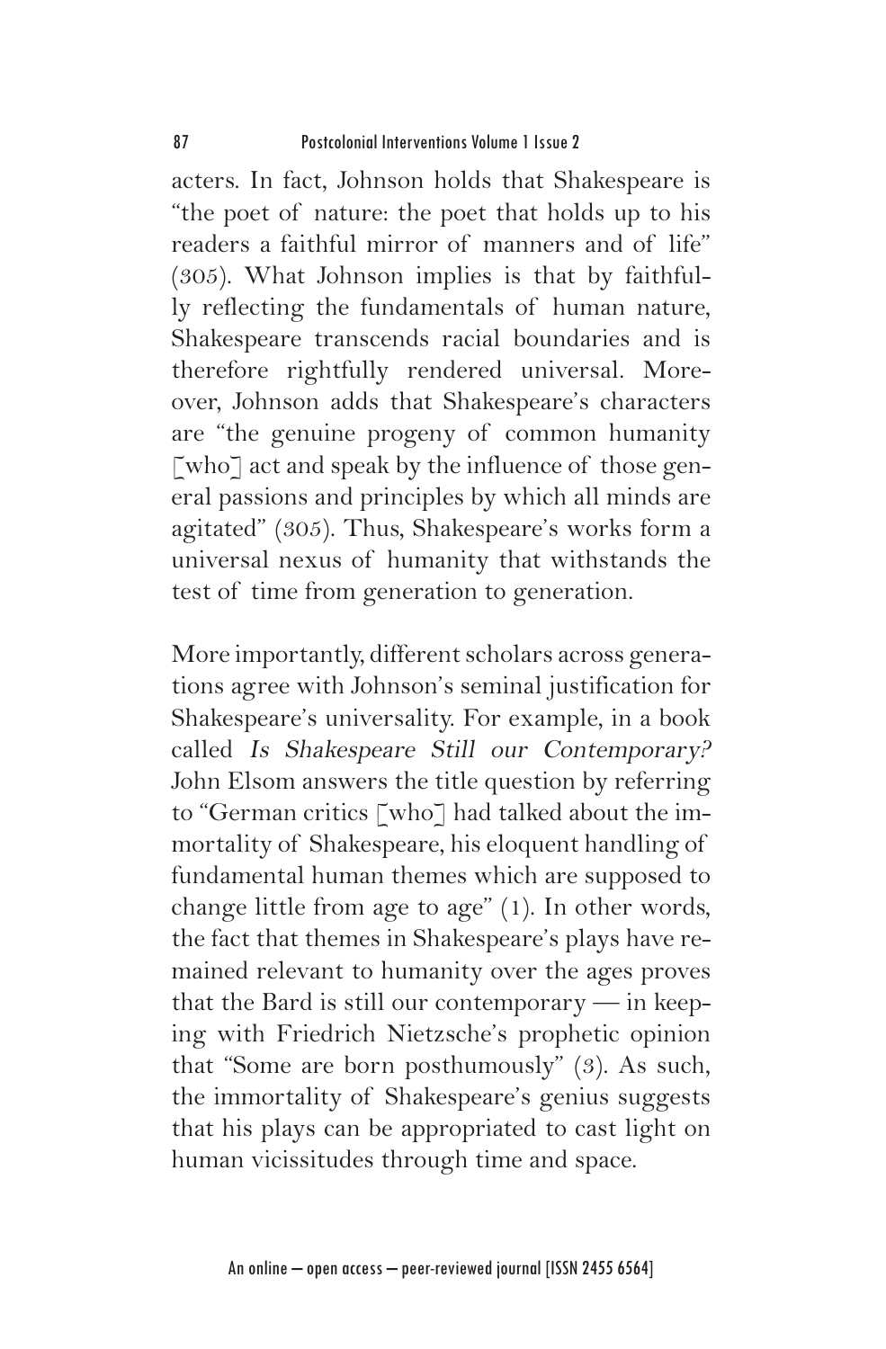acters. In fact, Johnson holds that Shakespeare is "the poet of nature: the poet that holds up to his readers a faithful mirror of manners and of life" (305). What Johnson implies is that by faithfully reflecting the fundamentals of human nature, Shakespeare transcends racial boundaries and is therefore rightfully rendered universal. Moreover, Johnson adds that Shakespeare's characters are "the genuine progeny of common humanity [who] act and speak by the influence of those general passions and principles by which all minds are agitated" (305). Thus, Shakespeare's works form a universal nexus of humanity that withstands the test of time from generation to generation.

More importantly, different scholars across generations agree with Johnson's seminal justification for Shakespeare's universality. For example, in a book called *Is Shakespeare Still our Contemporary?* John Elsom answers the title question by referring to "German critics [who] had talked about the immortality of Shakespeare, his eloquent handling of fundamental human themes which are supposed to change little from age to age" (1). In other words, the fact that themes in Shakespeare's plays have remained relevant to humanity over the ages proves that the Bard is still our contemporary — in keeping with Friedrich Nietzsche's prophetic opinion that "Some are born posthumously" (3). As such, the immortality of Shakespeare's genius suggests that his plays can be appropriated to cast light on human vicissitudes through time and space.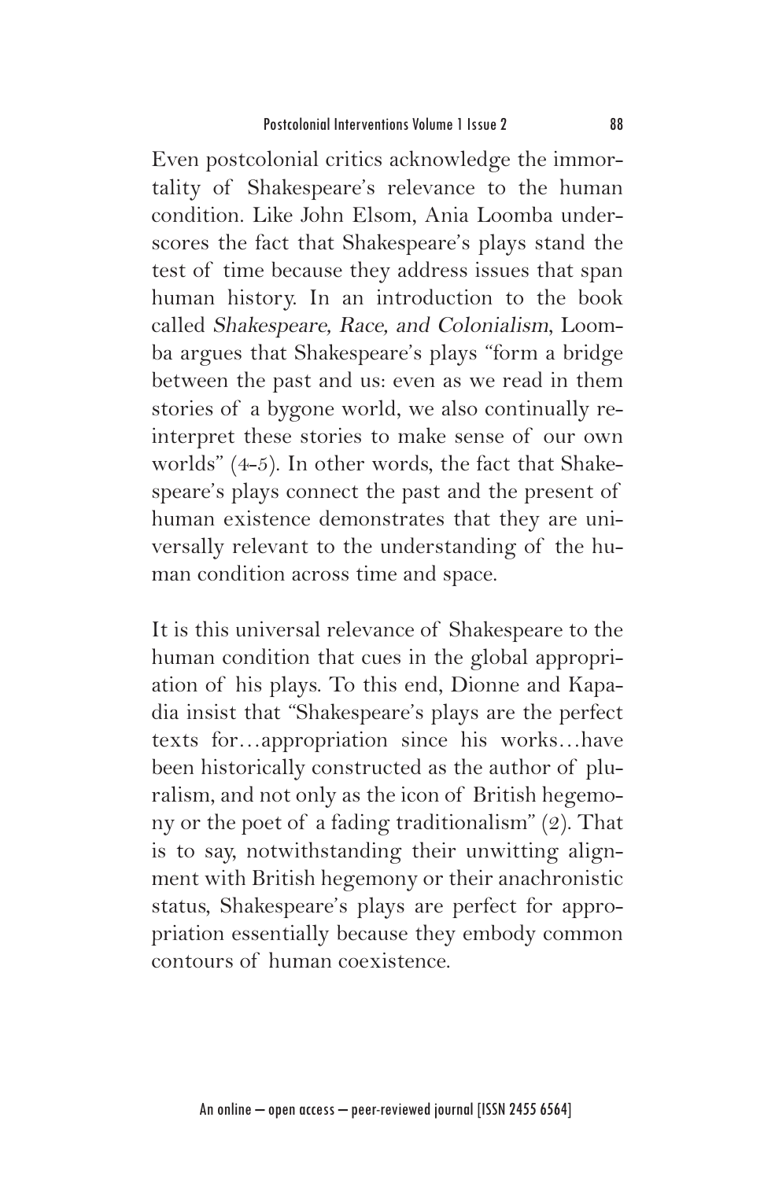Even postcolonial critics acknowledge the immortality of Shakespeare's relevance to the human condition. Like John Elsom, Ania Loomba underscores the fact that Shakespeare's plays stand the test of time because they address issues that span human history. In an introduction to the book called *Shakespeare, Race, and Colonialism*, Loomba argues that Shakespeare's plays "form a bridge between the past and us: even as we read in them stories of a bygone world, we also continually reinterpret these stories to make sense of our own worlds" (4-5). In other words, the fact that Shakespeare's plays connect the past and the present of human existence demonstrates that they are universally relevant to the understanding of the human condition across time and space.

It is this universal relevance of Shakespeare to the human condition that cues in the global appropriation of his plays. To this end, Dionne and Kapadia insist that "Shakespeare's plays are the perfect texts for…appropriation since his works…have been historically constructed as the author of pluralism, and not only as the icon of British hegemony or the poet of a fading traditionalism" (2). That is to say, notwithstanding their unwitting alignment with British hegemony or their anachronistic status, Shakespeare's plays are perfect for appropriation essentially because they embody common contours of human coexistence.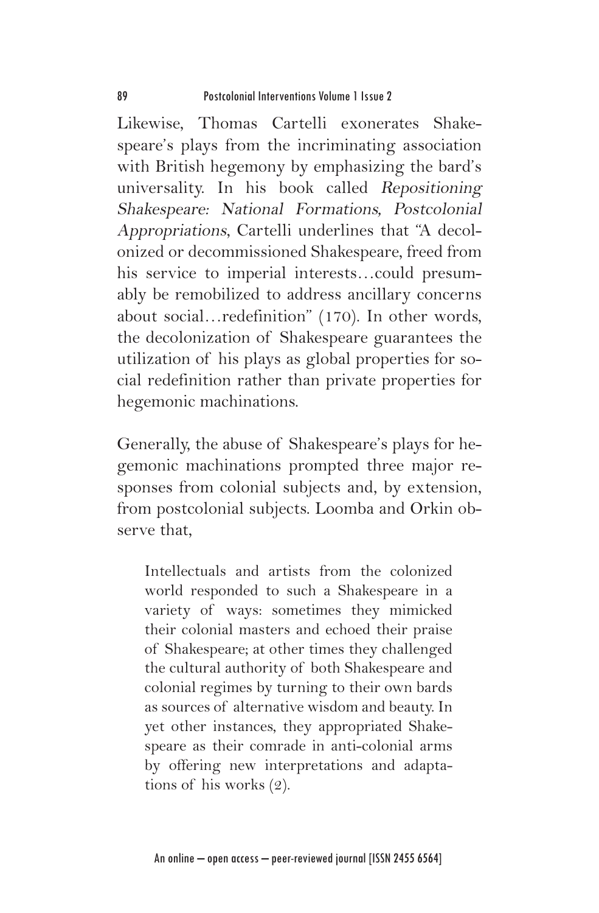Likewise, Thomas Cartelli exonerates Shakespeare's plays from the incriminating association with British hegemony by emphasizing the bard's universality. In his book called *Repositioning Shakespeare: National Formations, Postcolonial Appropriations*, Cartelli underlines that "A decolonized or decommissioned Shakespeare, freed from his service to imperial interests…could presumably be remobilized to address ancillary concerns about social…redefinition" (170). In other words, the decolonization of Shakespeare guarantees the utilization of his plays as global properties for social redefinition rather than private properties for hegemonic machinations.

Generally, the abuse of Shakespeare's plays for hegemonic machinations prompted three major responses from colonial subjects and, by extension, from postcolonial subjects. Loomba and Orkin observe that,

> Intellectuals and artists from the colonized world responded to such a Shakespeare in a variety of ways: sometimes they mimicked their colonial masters and echoed their praise of Shakespeare; at other times they challenged the cultural authority of both Shakespeare and colonial regimes by turning to their own bards as sources of alternative wisdom and beauty. In yet other instances, they appropriated Shakespeare as their comrade in anti-colonial arms by offering new interpretations and adaptations of his works (2).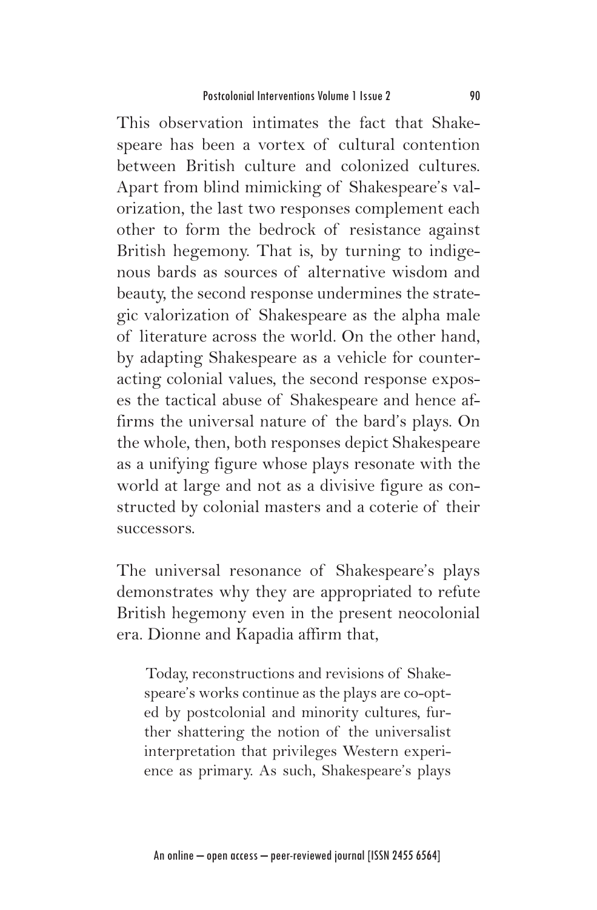This observation intimates the fact that Shakespeare has been a vortex of cultural contention between British culture and colonized cultures. Apart from blind mimicking of Shakespeare's valorization, the last two responses complement each other to form the bedrock of resistance against British hegemony. That is, by turning to indigenous bards as sources of alternative wisdom and beauty, the second response undermines the strategic valorization of Shakespeare as the alpha male of literature across the world. On the other hand, by adapting Shakespeare as a vehicle for counteracting colonial values, the second response exposes the tactical abuse of Shakespeare and hence affirms the universal nature of the bard's plays. On the whole, then, both responses depict Shakespeare as a unifying figure whose plays resonate with the world at large and not as a divisive figure as constructed by colonial masters and a coterie of their successors.

The universal resonance of Shakespeare's plays demonstrates why they are appropriated to refute British hegemony even in the present neocolonial era. Dionne and Kapadia affirm that,

> Today, reconstructions and revisions of Shakespeare's works continue as the plays are co-opted by postcolonial and minority cultures, further shattering the notion of the universalist interpretation that privileges Western experience as primary. As such, Shakespeare's plays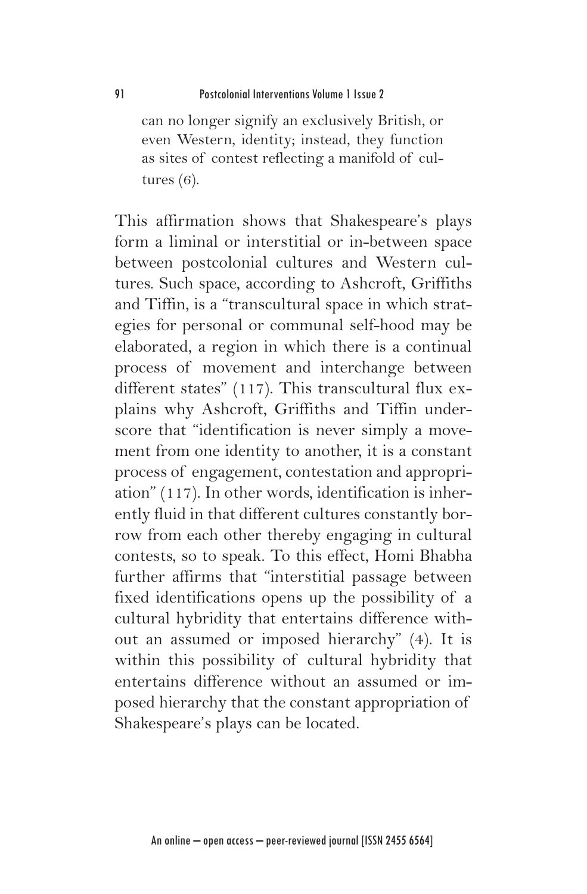> can no longer signify an exclusively British, or even Western, identity; instead, they function as sites of contest reflecting a manifold of cultures (6).

This affirmation shows that Shakespeare's plays form a liminal or interstitial or in-between space between postcolonial cultures and Western cultures. Such space, according to Ashcroft, Griffiths and Tiffin, is a "transcultural space in which strategies for personal or communal self-hood may be elaborated, a region in which there is a continual process of movement and interchange between different states" (117). This transcultural flux explains why Ashcroft, Griffiths and Tiffin underscore that "identification is never simply a movement from one identity to another, it is a constant process of engagement, contestation and appropriation" (117). In other words, identification is inherently fluid in that different cultures constantly borrow from each other thereby engaging in cultural contests, so to speak. To this effect, Homi Bhabha further affirms that "interstitial passage between fixed identifications opens up the possibility of a cultural hybridity that entertains difference without an assumed or imposed hierarchy" (4). It is within this possibility of cultural hybridity that entertains difference without an assumed or imposed hierarchy that the constant appropriation of Shakespeare's plays can be located.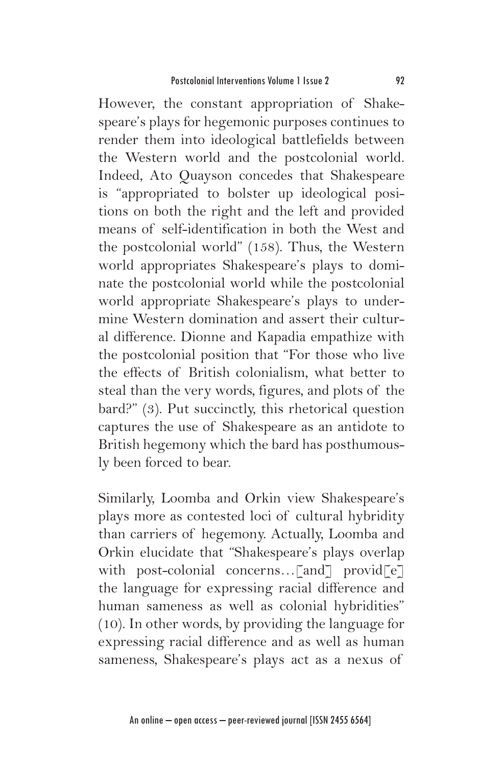However, the constant appropriation of Shakespeare's plays for hegemonic purposes continues to render them into ideological battlefields between the Western world and the postcolonial world. Indeed, Ato Quayson concedes that Shakespeare is "appropriated to bolster up ideological positions on both the right and the left and provided means of self-identification in both the West and the postcolonial world" (158). Thus, the Western world appropriates Shakespeare's plays to dominate the postcolonial world while the postcolonial world appropriate Shakespeare's plays to undermine Western domination and assert their cultural difference. Dionne and Kapadia empathize with the postcolonial position that "For those who live the effects of British colonialism, what better to steal than the very words, figures, and plots of the bard?" (3). Put succinctly, this rhetorical question captures the use of Shakespeare as an antidote to British hegemony which the bard has posthumously been forced to bear.

Similarly, Loomba and Orkin view Shakespeare's plays more as contested loci of cultural hybridity than carriers of hegemony. Actually, Loomba and Orkin elucidate that "Shakespeare's plays overlap with post-colonial concerns…[and] provid[e] the language for expressing racial difference and human sameness as well as colonial hybridities" (10). In other words, by providing the language for expressing racial difference and as well as human sameness, Shakespeare's plays act as a nexus of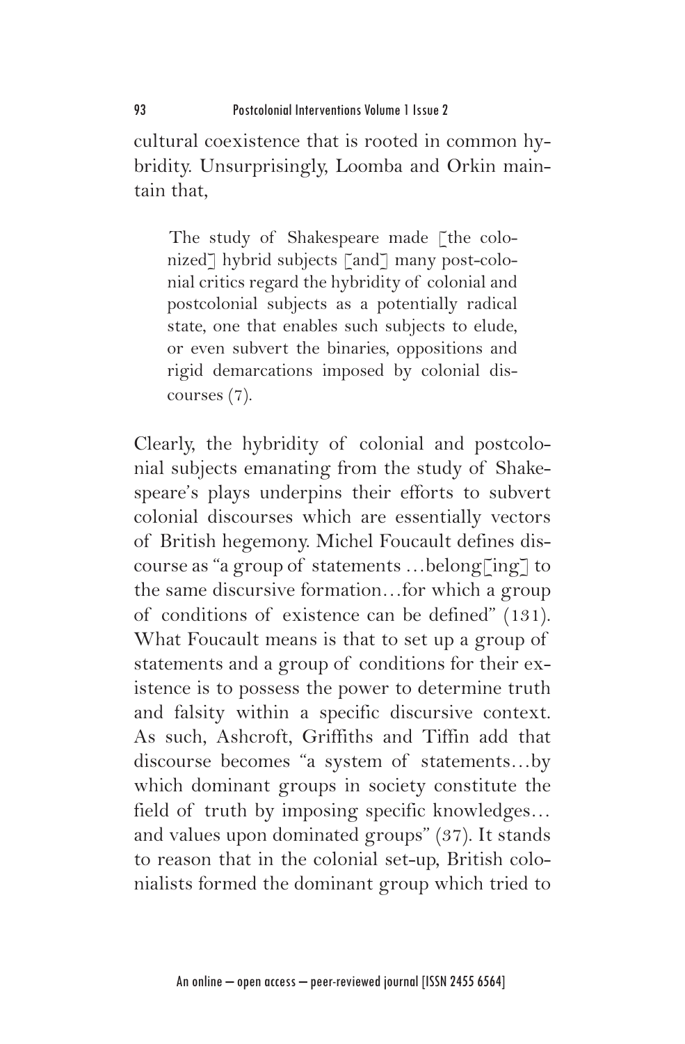cultural coexistence that is rooted in common hybridity. Unsurprisingly, Loomba and Orkin maintain that,

> The study of Shakespeare made [the colonized] hybrid subjects [and] many post-colonial critics regard the hybridity of colonial and postcolonial subjects as a potentially radical state, one that enables such subjects to elude, or even subvert the binaries, oppositions and rigid demarcations imposed by colonial discourses (7).

Clearly, the hybridity of colonial and postcolonial subjects emanating from the study of Shakespeare's plays underpins their efforts to subvert colonial discourses which are essentially vectors of British hegemony. Michel Foucault defines discourse as "a group of statements …belong[ing] to the same discursive formation…for which a group of conditions of existence can be defined" (131). What Foucault means is that to set up a group of statements and a group of conditions for their existence is to possess the power to determine truth and falsity within a specific discursive context. As such, Ashcroft, Griffiths and Tiffin add that discourse becomes "a system of statements…by which dominant groups in society constitute the field of truth by imposing specific knowledges… and values upon dominated groups" (37). It stands to reason that in the colonial set-up, British colonialists formed the dominant group which tried to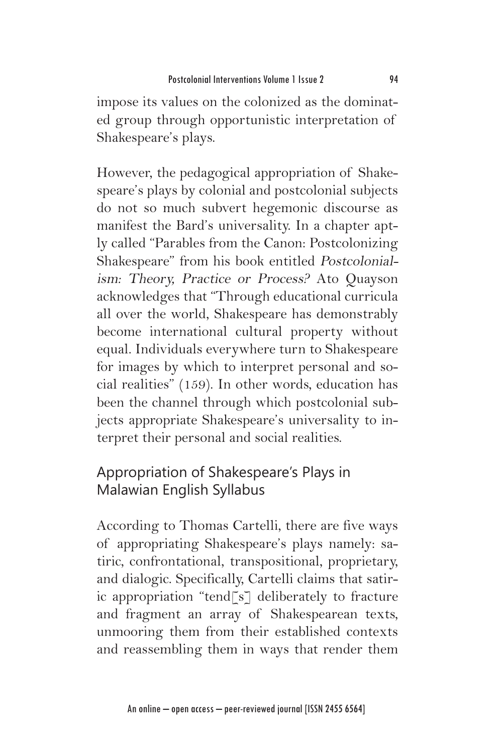impose its values on the colonized as the dominated group through opportunistic interpretation of Shakespeare's plays.

However, the pedagogical appropriation of Shakespeare's plays by colonial and postcolonial subjects do not so much subvert hegemonic discourse as manifest the Bard's universality. In a chapter aptly called "Parables from the Canon: Postcolonizing Shakespeare" from his book entitled *Postcolonialism: Theory, Practice or Process?* Ato Quayson acknowledges that "Through educational curricula all over the world, Shakespeare has demonstrably become international cultural property without equal. Individuals everywhere turn to Shakespeare for images by which to interpret personal and social realities" (159). In other words, education has been the channel through which postcolonial subjects appropriate Shakespeare's universality to interpret their personal and social realities.

## Appropriation of Shakespeare's Plays in Malawian English Syllabus

According to Thomas Cartelli, there are five ways of appropriating Shakespeare's plays namely: satiric, confrontational, transpositional, proprietary, and dialogic. Specifically, Cartelli claims that satiric appropriation "tend[s] deliberately to fracture and fragment an array of Shakespearean texts, unmooring them from their established contexts and reassembling them in ways that render them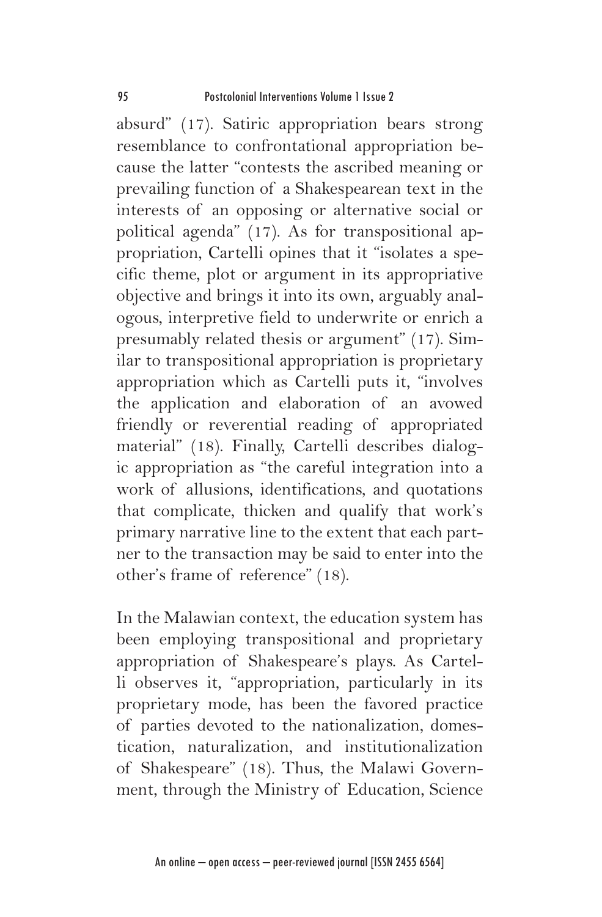absurd" (17). Satiric appropriation bears strong resemblance to confrontational appropriation because the latter "contests the ascribed meaning or prevailing function of a Shakespearean text in the interests of an opposing or alternative social or political agenda" (17). As for transpositional appropriation, Cartelli opines that it "isolates a specific theme, plot or argument in its appropriative objective and brings it into its own, arguably analogous, interpretive field to underwrite or enrich a presumably related thesis or argument" (17). Similar to transpositional appropriation is proprietary appropriation which as Cartelli puts it, "involves the application and elaboration of an avowed friendly or reverential reading of appropriated material" (18). Finally, Cartelli describes dialogic appropriation as "the careful integration into a work of allusions, identifications, and quotations that complicate, thicken and qualify that work's primary narrative line to the extent that each partner to the transaction may be said to enter into the other's frame of reference" (18).

In the Malawian context, the education system has been employing transpositional and proprietary appropriation of Shakespeare's plays. As Cartelli observes it, "appropriation, particularly in its proprietary mode, has been the favored practice of parties devoted to the nationalization, domestication, naturalization, and institutionalization of Shakespeare" (18). Thus, the Malawi Government, through the Ministry of Education, Science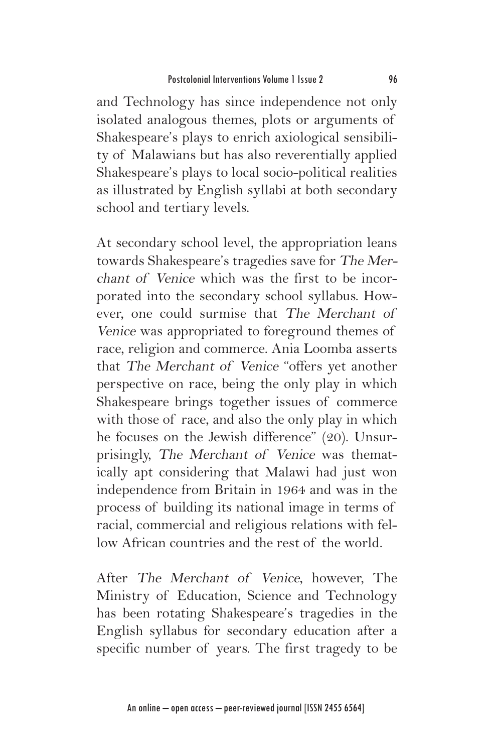and Technology has since independence not only isolated analogous themes, plots or arguments of Shakespeare's plays to enrich axiological sensibility of Malawians but has also reverentially applied Shakespeare's plays to local socio-political realities as illustrated by English syllabi at both secondary school and tertiary levels.

At secondary school level, the appropriation leans towards Shakespeare's tragedies save for *The Merchant of Venice* which was the first to be incorporated into the secondary school syllabus. However, one could surmise that *The Merchant of Venice* was appropriated to foreground themes of race, religion and commerce. Ania Loomba asserts that *The Merchant of Venice* "offers yet another perspective on race, being the only play in which Shakespeare brings together issues of commerce with those of race, and also the only play in which he focuses on the Jewish difference" (20). Unsurprisingly, *The Merchant of Venice* was thematically apt considering that Malawi had just won independence from Britain in 1964 and was in the process of building its national image in terms of racial, commercial and religious relations with fellow African countries and the rest of the world.

After *The Merchant of Venice*, however, The Ministry of Education, Science and Technology has been rotating Shakespeare's tragedies in the English syllabus for secondary education after a specific number of years. The first tragedy to be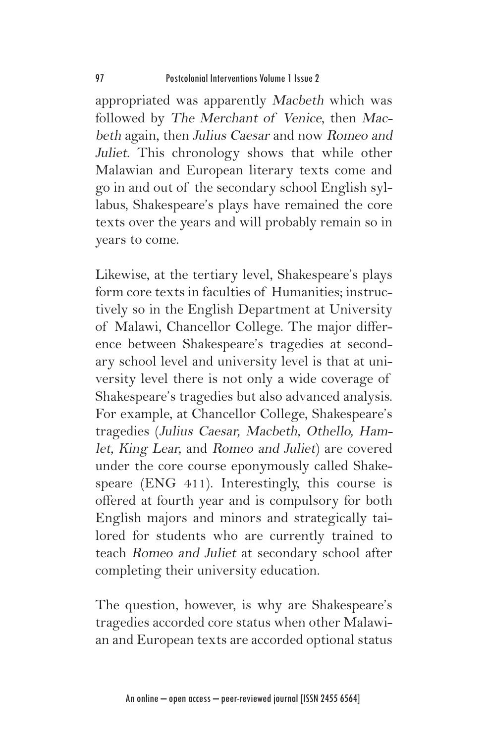appropriated was apparently *Macbeth* which was followed by *The Merchant of Venice*, then *Macbeth* again, then *Julius Caesar* and now *Romeo and Juliet*. This chronology shows that while other Malawian and European literary texts come and go in and out of the secondary school English syllabus, Shakespeare's plays have remained the core texts over the years and will probably remain so in years to come.

Likewise, at the tertiary level, Shakespeare's plays form core texts in faculties of Humanities; instructively so in the English Department at University of Malawi, Chancellor College. The major difference between Shakespeare's tragedies at secondary school level and university level is that at university level there is not only a wide coverage of Shakespeare's tragedies but also advanced analysis. For example, at Chancellor College, Shakespeare's tragedies (*Julius Caesar, Macbeth, Othello, Hamlet, King Lear,* and *Romeo and Juliet*) are covered under the core course eponymously called Shakespeare (ENG 411). Interestingly, this course is offered at fourth year and is compulsory for both English majors and minors and strategically tailored for students who are currently trained to teach *Romeo and Juliet* at secondary school after completing their university education.

The question, however, is why are Shakespeare's tragedies accorded core status when other Malawian and European texts are accorded optional status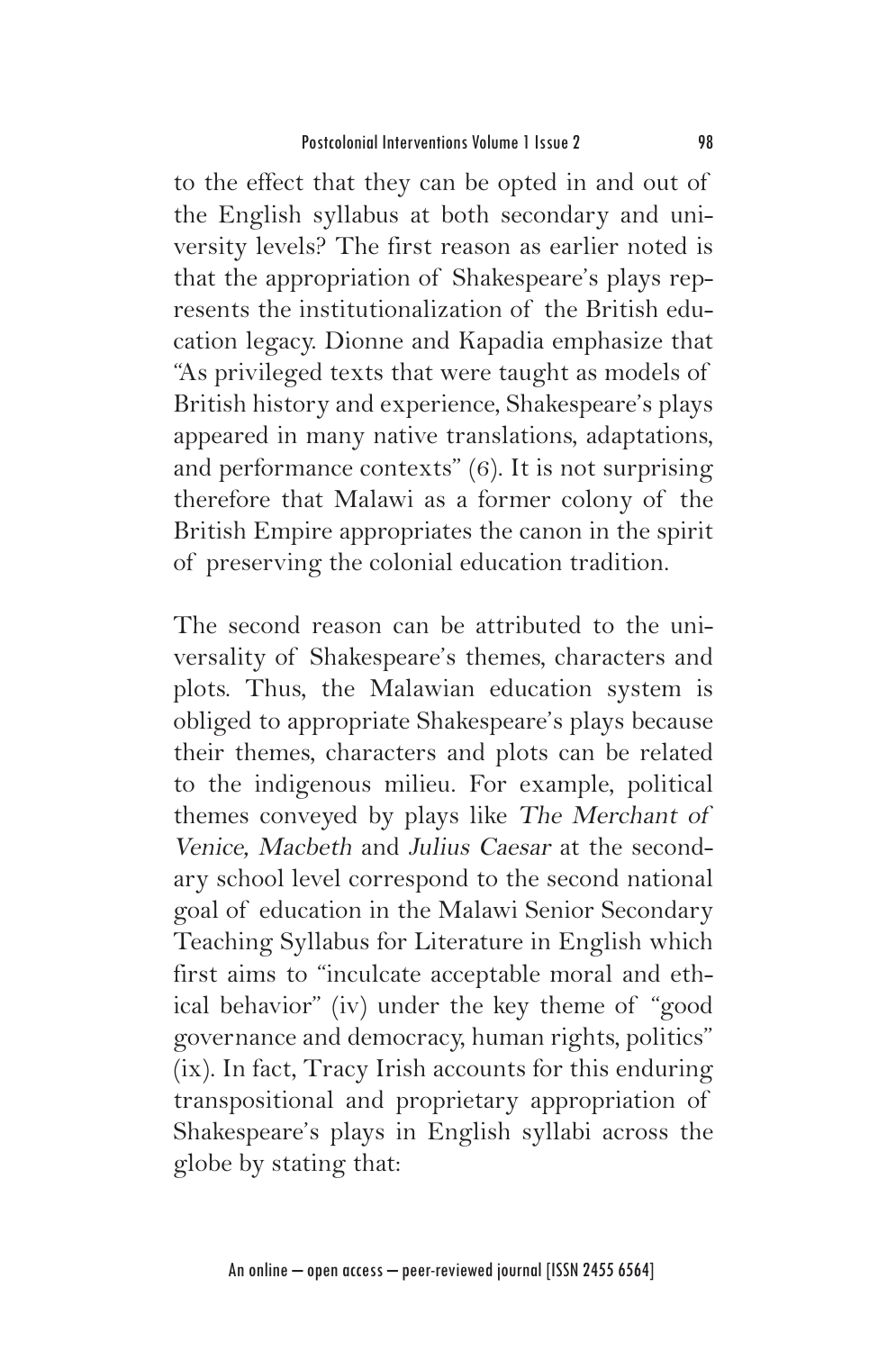to the effect that they can be opted in and out of the English syllabus at both secondary and university levels? The first reason as earlier noted is that the appropriation of Shakespeare's plays represents the institutionalization of the British education legacy. Dionne and Kapadia emphasize that "As privileged texts that were taught as models of British history and experience, Shakespeare's plays appeared in many native translations, adaptations, and performance contexts" (6). It is not surprising therefore that Malawi as a former colony of the British Empire appropriates the canon in the spirit of preserving the colonial education tradition.

The second reason can be attributed to the universality of Shakespeare's themes, characters and plots. Thus, the Malawian education system is obliged to appropriate Shakespeare's plays because their themes, characters and plots can be related to the indigenous milieu. For example, political themes conveyed by plays like *The Merchant of Venice, Macbeth* and *Julius Caesar* at the secondary school level correspond to the second national goal of education in the Malawi Senior Secondary Teaching Syllabus for Literature in English which first aims to "inculcate acceptable moral and ethical behavior" (iv) under the key theme of "good governance and democracy, human rights, politics" (ix). In fact, Tracy Irish accounts for this enduring transpositional and proprietary appropriation of Shakespeare's plays in English syllabi across the globe by stating that: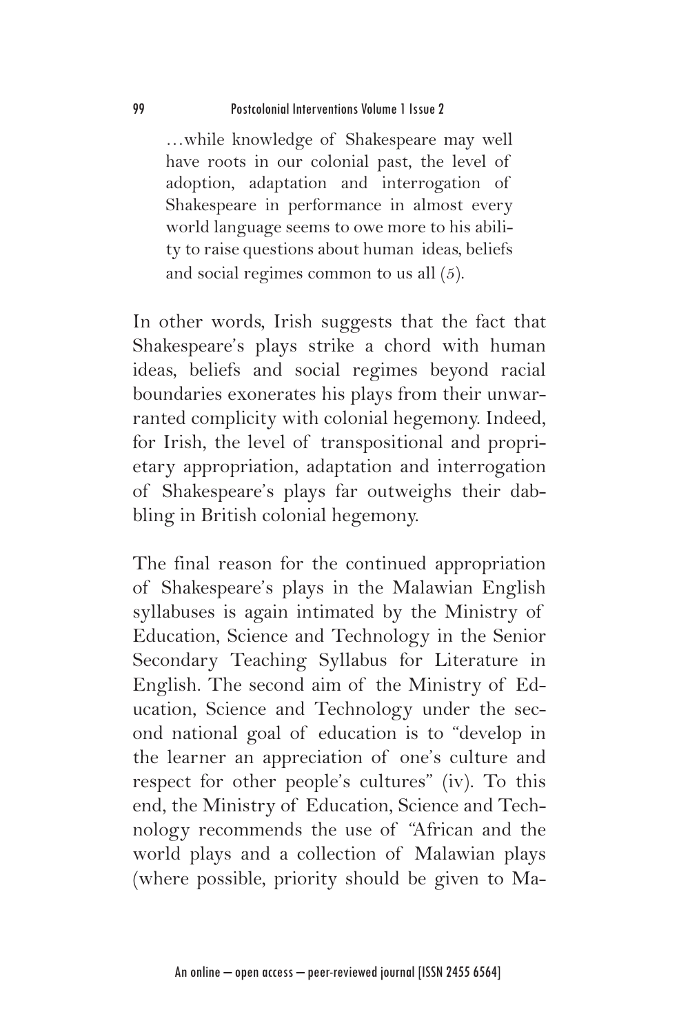> …while knowledge of Shakespeare may well have roots in our colonial past, the level of adoption, adaptation and interrogation of Shakespeare in performance in almost every world language seems to owe more to his ability to raise questions about human ideas, beliefs and social regimes common to us all (5).

In other words, Irish suggests that the fact that Shakespeare's plays strike a chord with human ideas, beliefs and social regimes beyond racial boundaries exonerates his plays from their unwarranted complicity with colonial hegemony. Indeed, for Irish, the level of transpositional and proprietary appropriation, adaptation and interrogation of Shakespeare's plays far outweighs their dabbling in British colonial hegemony.

The final reason for the continued appropriation of Shakespeare's plays in the Malawian English syllabuses is again intimated by the Ministry of Education, Science and Technology in the Senior Secondary Teaching Syllabus for Literature in English. The second aim of the Ministry of Education, Science and Technology under the second national goal of education is to "develop in the learner an appreciation of one's culture and respect for other people's cultures" (iv). To this end, the Ministry of Education, Science and Technology recommends the use of "African and the world plays and a collection of Malawian plays (where possible, priority should be given to Ma-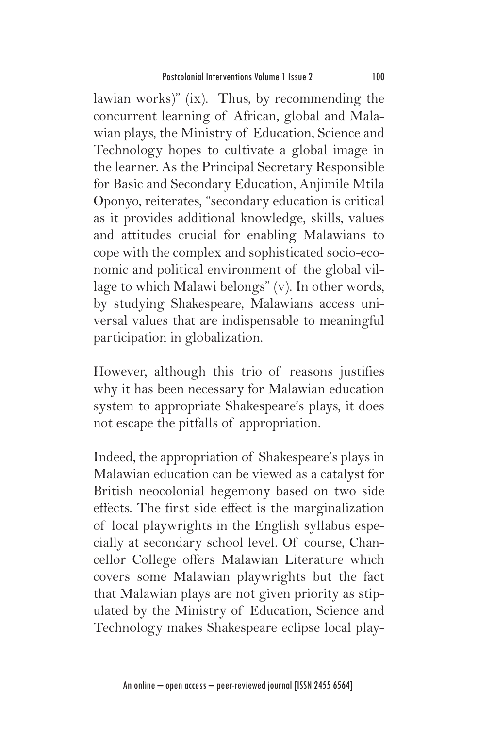lawian works)" (ix). Thus, by recommending the concurrent learning of African, global and Malawian plays, the Ministry of Education, Science and Technology hopes to cultivate a global image in the learner. As the Principal Secretary Responsible for Basic and Secondary Education, Anjimile Mtila Oponyo, reiterates, "secondary education is critical as it provides additional knowledge, skills, values and attitudes crucial for enabling Malawians to cope with the complex and sophisticated socio-economic and political environment of the global village to which Malawi belongs" (v). In other words, by studying Shakespeare, Malawians access universal values that are indispensable to meaningful participation in globalization.

However, although this trio of reasons justifies why it has been necessary for Malawian education system to appropriate Shakespeare's plays, it does not escape the pitfalls of appropriation.

Indeed, the appropriation of Shakespeare's plays in Malawian education can be viewed as a catalyst for British neocolonial hegemony based on two side effects. The first side effect is the marginalization of local playwrights in the English syllabus especially at secondary school level. Of course, Chancellor College offers Malawian Literature which covers some Malawian playwrights but the fact that Malawian plays are not given priority as stipulated by the Ministry of Education, Science and Technology makes Shakespeare eclipse local play-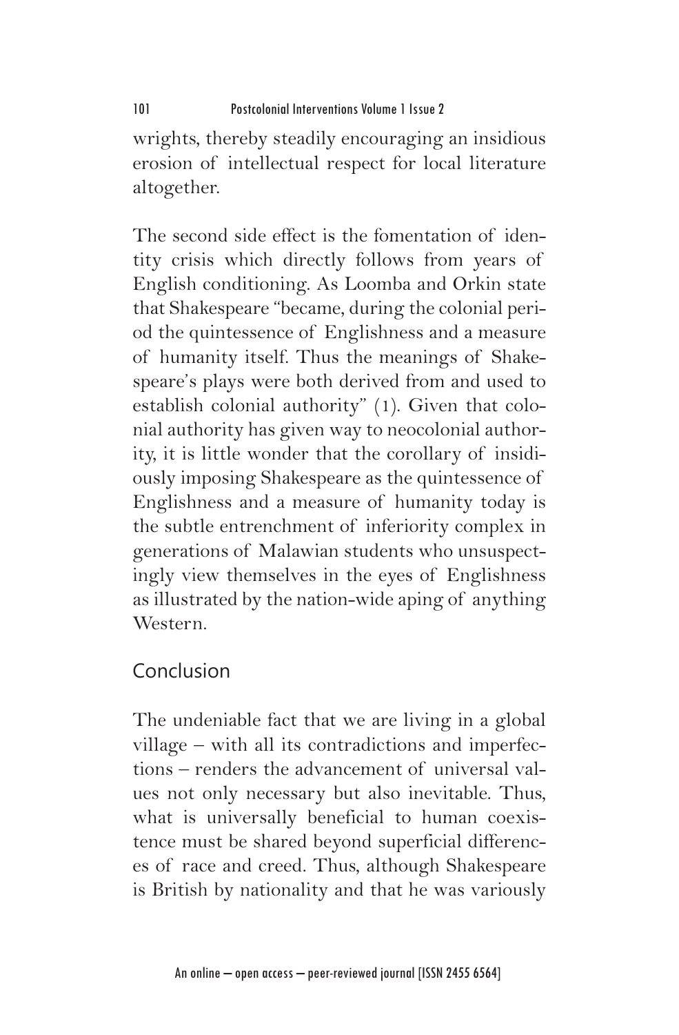wrights, thereby steadily encouraging an insidious erosion of intellectual respect for local literature altogether.

The second side effect is the fomentation of identity crisis which directly follows from years of English conditioning. As Loomba and Orkin state that Shakespeare "became, during the colonial period the quintessence of Englishness and a measure of humanity itself. Thus the meanings of Shakespeare's plays were both derived from and used to establish colonial authority" (1). Given that colonial authority has given way to neocolonial authority, it is little wonder that the corollary of insidiously imposing Shakespeare as the quintessence of Englishness and a measure of humanity today is the subtle entrenchment of inferiority complex in generations of Malawian students who unsuspectingly view themselves in the eyes of Englishness as illustrated by the nation-wide aping of anything Western.

## Conclusion

The undeniable fact that we are living in a global village – with all its contradictions and imperfections – renders the advancement of universal values not only necessary but also inevitable. Thus, what is universally beneficial to human coexistence must be shared beyond superficial differences of race and creed. Thus, although Shakespeare is British by nationality and that he was variously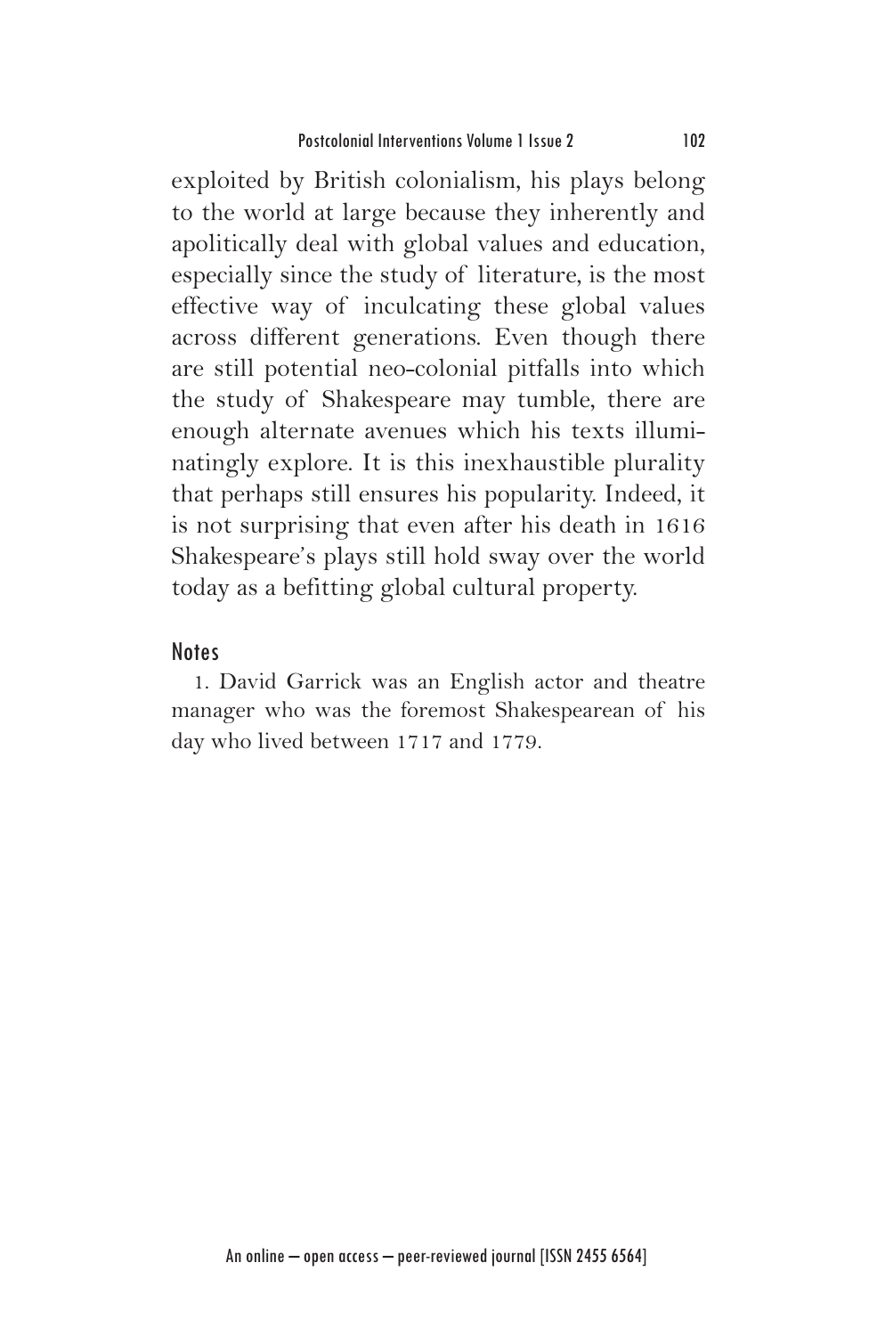exploited by British colonialism, his plays belong to the world at large because they inherently and apolitically deal with global values and education, especially since the study of literature, is the most effective way of inculcating these global values across different generations. Even though there are still potential neo-colonial pitfalls into which the study of Shakespeare may tumble, there are enough alternate avenues which his texts illuminatingly explore. It is this inexhaustible plurality that perhaps still ensures his popularity. Indeed, it is not surprising that even after his death in 1616 Shakespeare's plays still hold sway over the world today as a befitting global cultural property.

## Notes

1. David Garrick was an English actor and theatre manager who was the foremost Shakespearean of his day who lived between 1717 and 1779.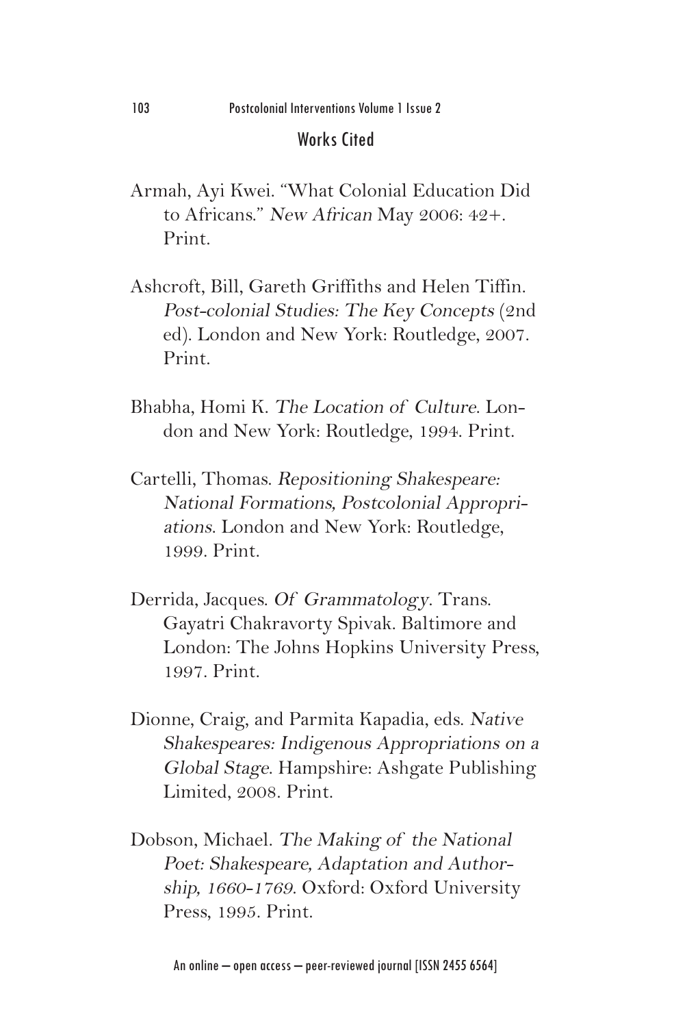## Works Cited

Armah, Ayi Kwei. "What Colonial Education Did to Africans." *New African* May 2006: 42+. Print.

Ashcroft, Bill, Gareth Griffiths and Helen Tiffin. *Post-colonial Studies: The Key Concepts* (2nd ed). London and New York: Routledge, 2007. Print.

Bhabha, Homi K. *The Location of Culture*. London and New York: Routledge, 1994. Print.

Cartelli, Thomas. *Repositioning Shakespeare: National Formations, Postcolonial Appropriations*. London and New York: Routledge, 1999. Print.

Derrida, Jacques. *Of Grammatology*. Trans. Gayatri Chakravorty Spivak. Baltimore and London: The Johns Hopkins University Press, 1997. Print.

Dionne, Craig, and Parmita Kapadia, eds. *Native Shakespeares: Indigenous Appropriations on a Global Stage*. Hampshire: Ashgate Publishing Limited, 2008. Print.

Dobson, Michael. *The Making of the National Poet: Shakespeare, Adaptation and Authorship, 1660-1769*. Oxford: Oxford University Press, 1995. Print.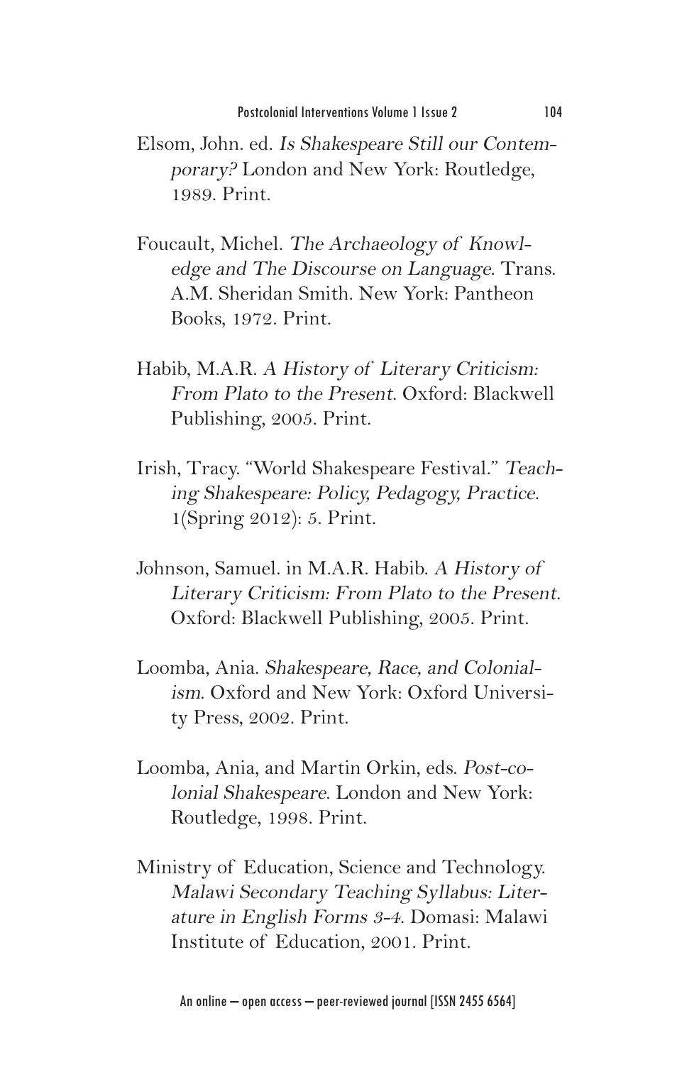Elsom, John. ed. *Is Shakespeare Still our Contemporary?* London and New York: Routledge, 1989. Print.

Foucault, Michel. *The Archaeology of Knowledge and The Discourse on Language*. Trans. A.M. Sheridan Smith. New York: Pantheon Books, 1972. Print.

Habib, M.A.R. *A History of Literary Criticism: From Plato to the Present*. Oxford: Blackwell Publishing, 2005. Print.

Irish, Tracy. "World Shakespeare Festival." *Teaching Shakespeare: Policy, Pedagogy, Practice*. 1(Spring 2012): 5. Print.

Johnson, Samuel. in M.A.R. Habib. *A History of Literary Criticism: From Plato to the Present*. Oxford: Blackwell Publishing, 2005. Print.

Loomba, Ania. *Shakespeare, Race, and Colonialism*. Oxford and New York: Oxford University Press, 2002. Print.

Loomba, Ania, and Martin Orkin, eds. *Post-colonial Shakespeare*. London and New York: Routledge, 1998. Print.

Ministry of Education, Science and Technology. *Malawi Secondary Teaching Syllabus: Literature in English Forms 3-4*. Domasi: Malawi Institute of Education, 2001. Print.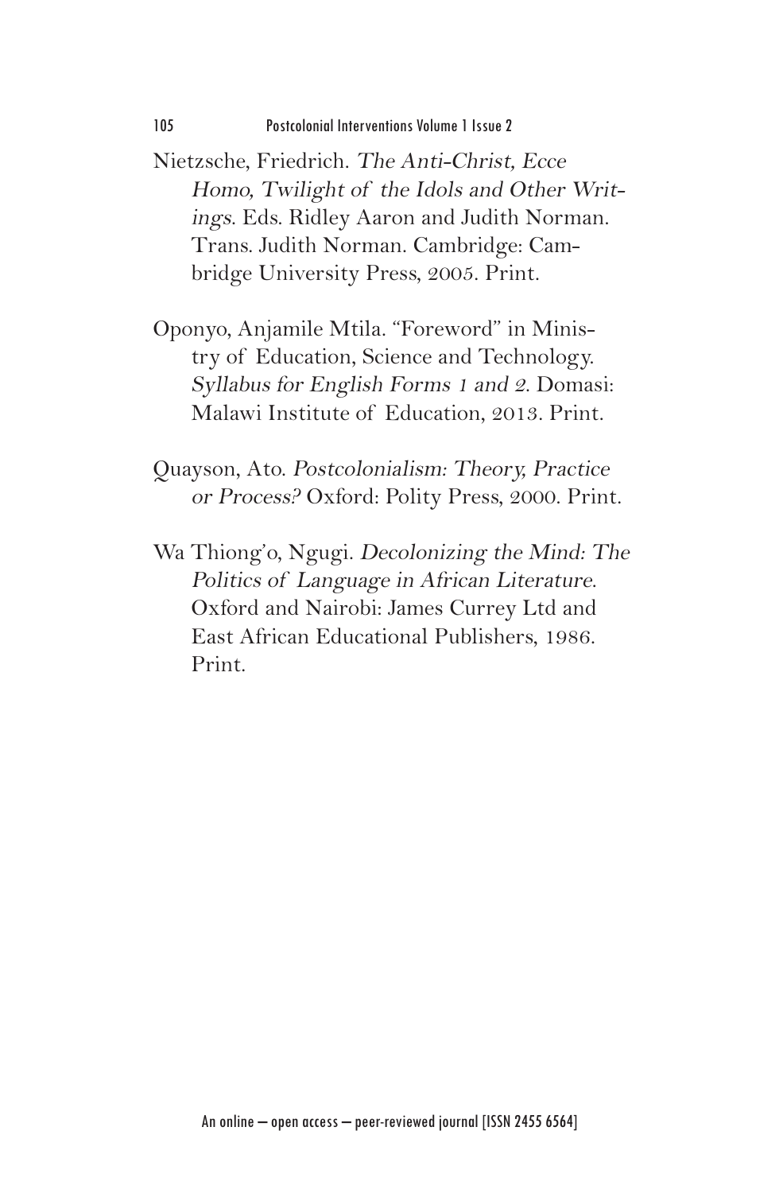Nietzsche, Friedrich. *The Anti-Christ, Ecce Homo, Twilight of the Idols and Other Writings*. Eds. Ridley Aaron and Judith Norman. Trans. Judith Norman. Cambridge: Cambridge University Press, 2005. Print.

Oponyo, Anjamile Mtila. "Foreword" in Ministry of Education, Science and Technology. *Syllabus for English Forms 1 and 2*. Domasi: Malawi Institute of Education, 2013. Print.

Quayson, Ato. *Postcolonialism: Theory, Practice or Process?* Oxford: Polity Press, 2000. Print.

Wa Thiong'o, Ngugi. *Decolonizing the Mind: The Politics of Language in African Literature*. Oxford and Nairobi: James Currey Ltd and East African Educational Publishers, 1986. Print.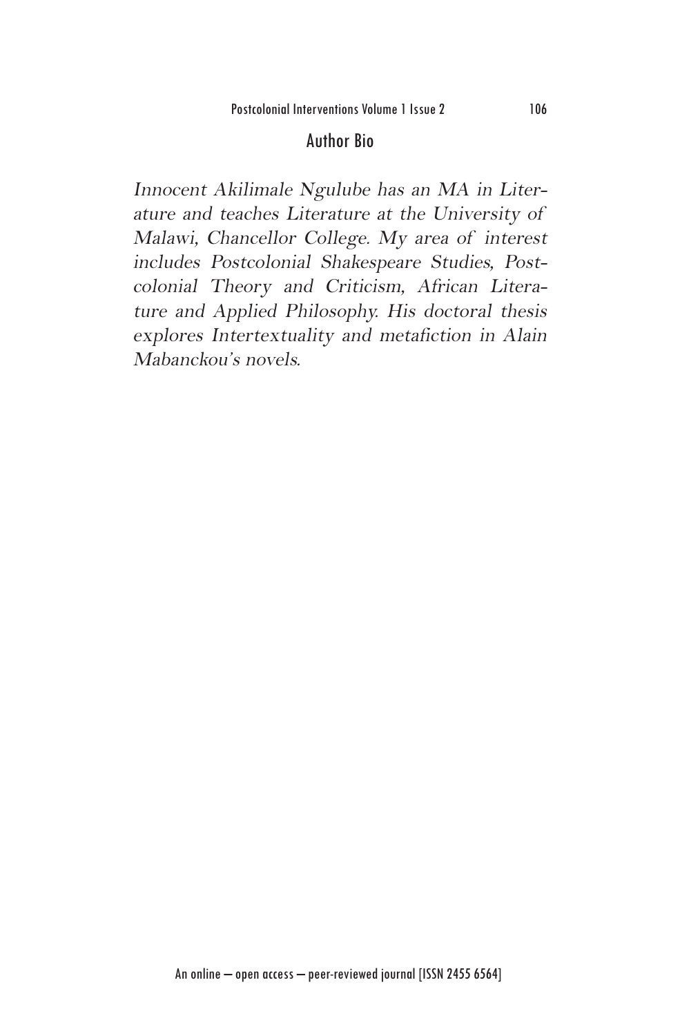## Author Bio

*Innocent Akilimale Ngulube has an MA in Literature and teaches Literature at the University of Malawi, Chancellor College. My area of interest includes Postcolonial Shakespeare Studies, Postcolonial Theory and Criticism, African Literature and Applied Philosophy. His doctoral thesis explores Intertextuality and metafiction in Alain Mabanckou's novels.*